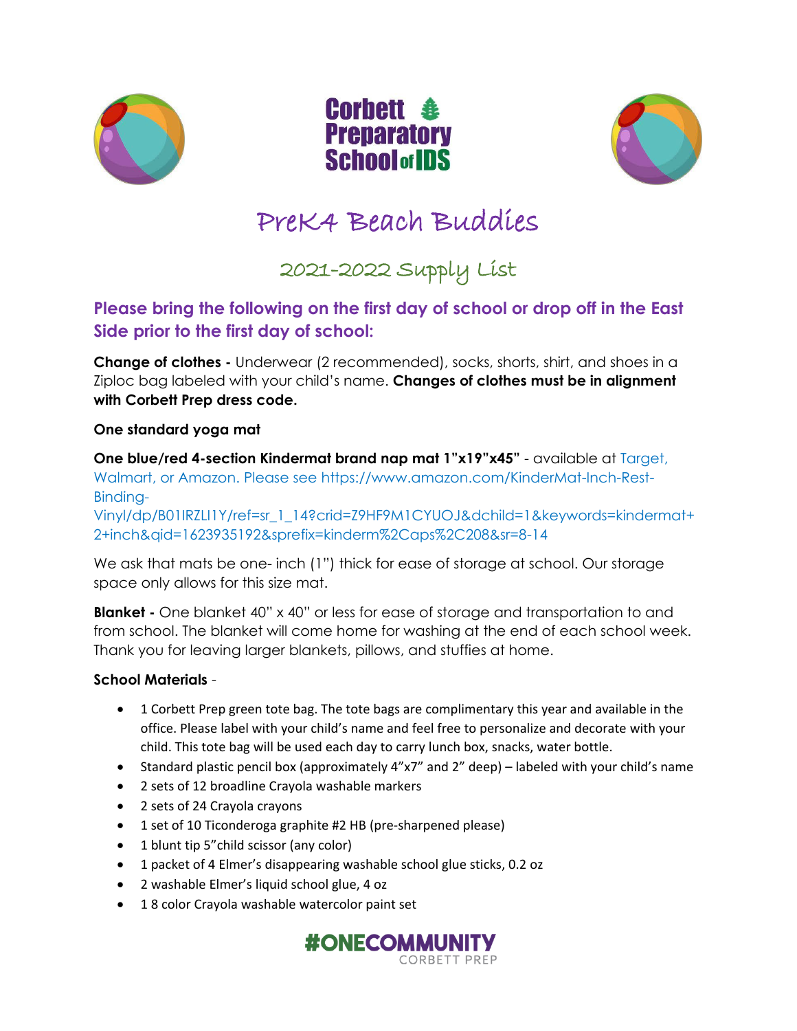Corbett Preparatory School of IDS

# PreK4 Beach Buddies

## 2021-2022 Supply List

### Please bring the following on the first day of school or drop off in the East Side prior to the first day of school:

**Change of clothes -** Underwear (2 recommended), socks, shorts, shirt, and shoes in a Ziploc bag labeled with your child's name. **Changes of clothes must be in alignment with Corbett Prep dress code.**

**One standard yoga mat**

**One blue/red 4-section Kindermat brand nap mat 1"x19"x45"** - available at Target, Walmart, or Amazon. Please see https://www.amazon.com/KinderMat-Inch-Rest-Binding-Vinyl/dp/B01IRZLI1Y/ref=sr_1_14?crid=Z9HF9M1CYUOJ&dchild=1&keywords=kindermat+2+inch&qid=1623935192&sprefix=kinderm%2Caps%2C208&sr=8-14

We ask that mats be one- inch (1") thick for ease of storage at school. Our storage space only allows for this size mat.

**Blanket -** One blanket 40" x 40" or less for ease of storage and transportation to and from school. The blanket will come home for washing at the end of each school week. Thank you for leaving larger blankets, pillows, and stuffies at home.

**School Materials** -

- 1 Corbett Prep green tote bag. The tote bags are complimentary this year and available in the office. Please label with your child's name and feel free to personalize and decorate with your child. This tote bag will be used each day to carry lunch box, snacks, water bottle.
- Standard plastic pencil box (approximately 4"x7" and 2" deep) – labeled with your child's name
- 2 sets of 12 broadline Crayola washable markers
- 2 sets of 24 Crayola crayons
- 1 set of 10 Ticonderoga graphite #2 HB (pre-sharpened please)
- 1 blunt tip 5"child scissor (any color)
- 1 packet of 4 Elmer's disappearing washable school glue sticks, 0.2 oz
- 2 washable Elmer's liquid school glue, 4 oz
- 1 8 color Crayola washable watercolor paint set

#ONECOMMUNITY
CORBETT PREP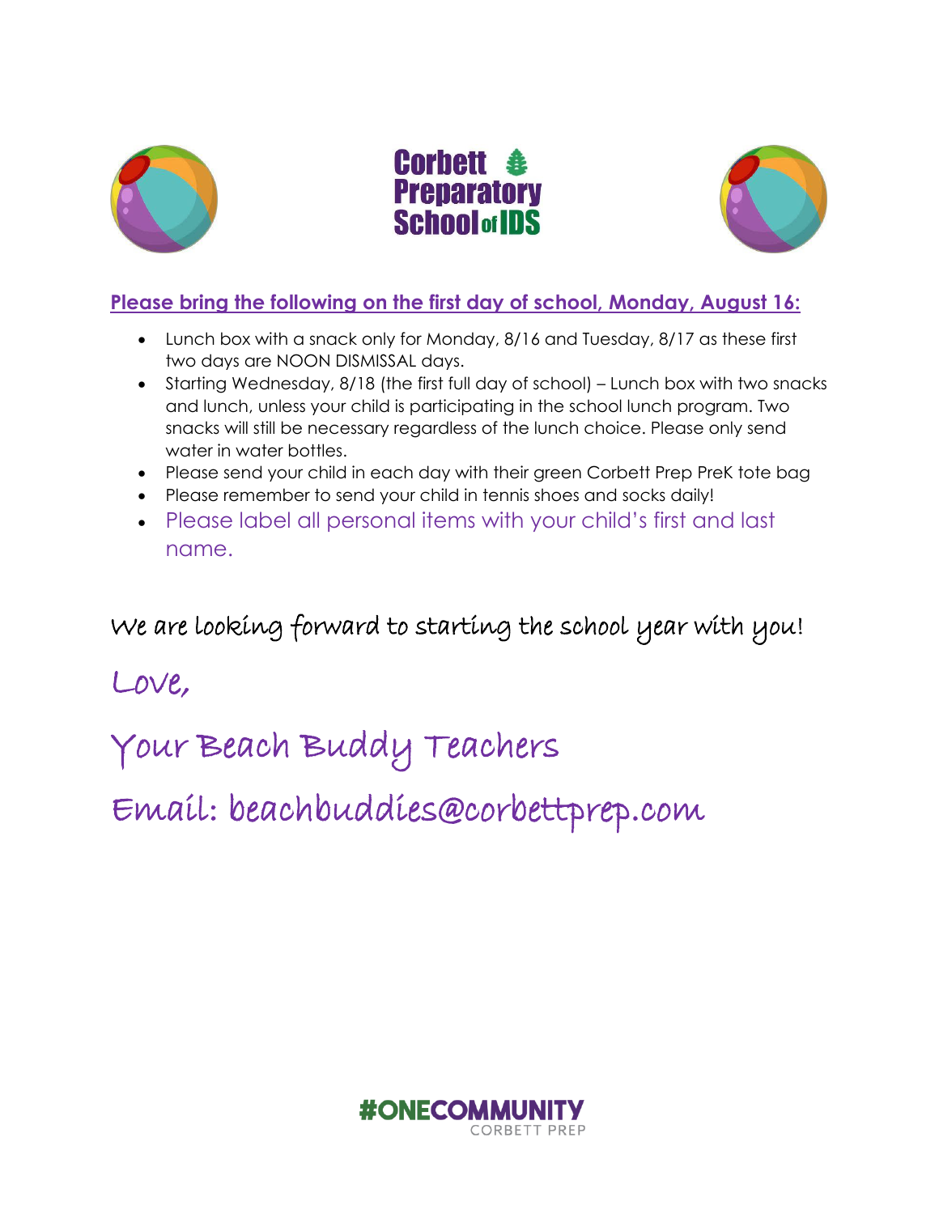Corbett Preparatory School of IDS

**Please bring the following on the first day of school, Monday, August 16:**

- Lunch box with a snack only for Monday, 8/16 and Tuesday, 8/17 as these first two days are NOON DISMISSAL days.
- Starting Wednesday, 8/18 (the first full day of school) – Lunch box with two snacks and lunch, unless your child is participating in the school lunch program. Two snacks will still be necessary regardless of the lunch choice. Please only send water in water bottles.
- Please send your child in each day with their green Corbett Prep PreK tote bag
- Please remember to send your child in tennis shoes and socks daily!
- Please label all personal items with your child's first and last name.

We are looking forward to starting the school year with you!

Love,

Your Beach Buddy Teachers

Email: beachbuddies@corbettprep.com

#ONECOMMUNITY
CORBETT PREP